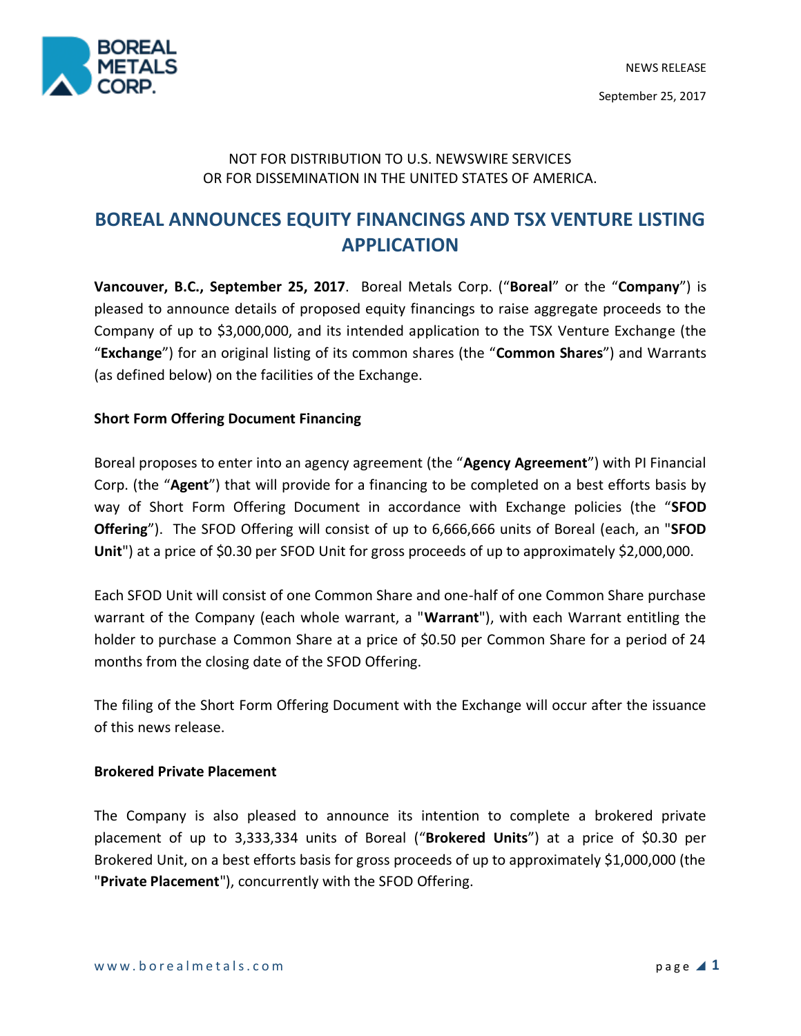NEWS RELEASE

September 25, 2017

NOT FOR DISTRIBUTION TO U.S. NEWSWIRE SERVICES
OR FOR DISSEMINATION IN THE UNITED STATES OF AMERICA.

# BOREAL ANNOUNCES EQUITY FINANCINGS AND TSX VENTURE LISTING APPLICATION

**Vancouver, B.C., September 25, 2017**. Boreal Metals Corp. ("**Boreal**" or the "**Company**") is pleased to announce details of proposed equity financings to raise aggregate proceeds to the Company of up to $3,000,000, and its intended application to the TSX Venture Exchange (the "**Exchange**") for an original listing of its common shares (the "**Common Shares**") and Warrants (as defined below) on the facilities of the Exchange.

**Short Form Offering Document Financing**

Boreal proposes to enter into an agency agreement (the "**Agency Agreement**") with PI Financial Corp. (the "**Agent**") that will provide for a financing to be completed on a best efforts basis by way of Short Form Offering Document in accordance with Exchange policies (the "**SFOD Offering**"). The SFOD Offering will consist of up to 6,666,666 units of Boreal (each, an "**SFOD Unit**") at a price of $0.30 per SFOD Unit for gross proceeds of up to approximately $2,000,000.

Each SFOD Unit will consist of one Common Share and one-half of one Common Share purchase warrant of the Company (each whole warrant, a "**Warrant**"), with each Warrant entitling the holder to purchase a Common Share at a price of $0.50 per Common Share for a period of 24 months from the closing date of the SFOD Offering.

The filing of the Short Form Offering Document with the Exchange will occur after the issuance of this news release.

**Brokered Private Placement**

The Company is also pleased to announce its intention to complete a brokered private placement of up to 3,333,334 units of Boreal ("**Brokered Units**") at a price of $0.30 per Brokered Unit, on a best efforts basis for gross proceeds of up to approximately $1,000,000 (the "**Private Placement**"), concurrently with the SFOD Offering.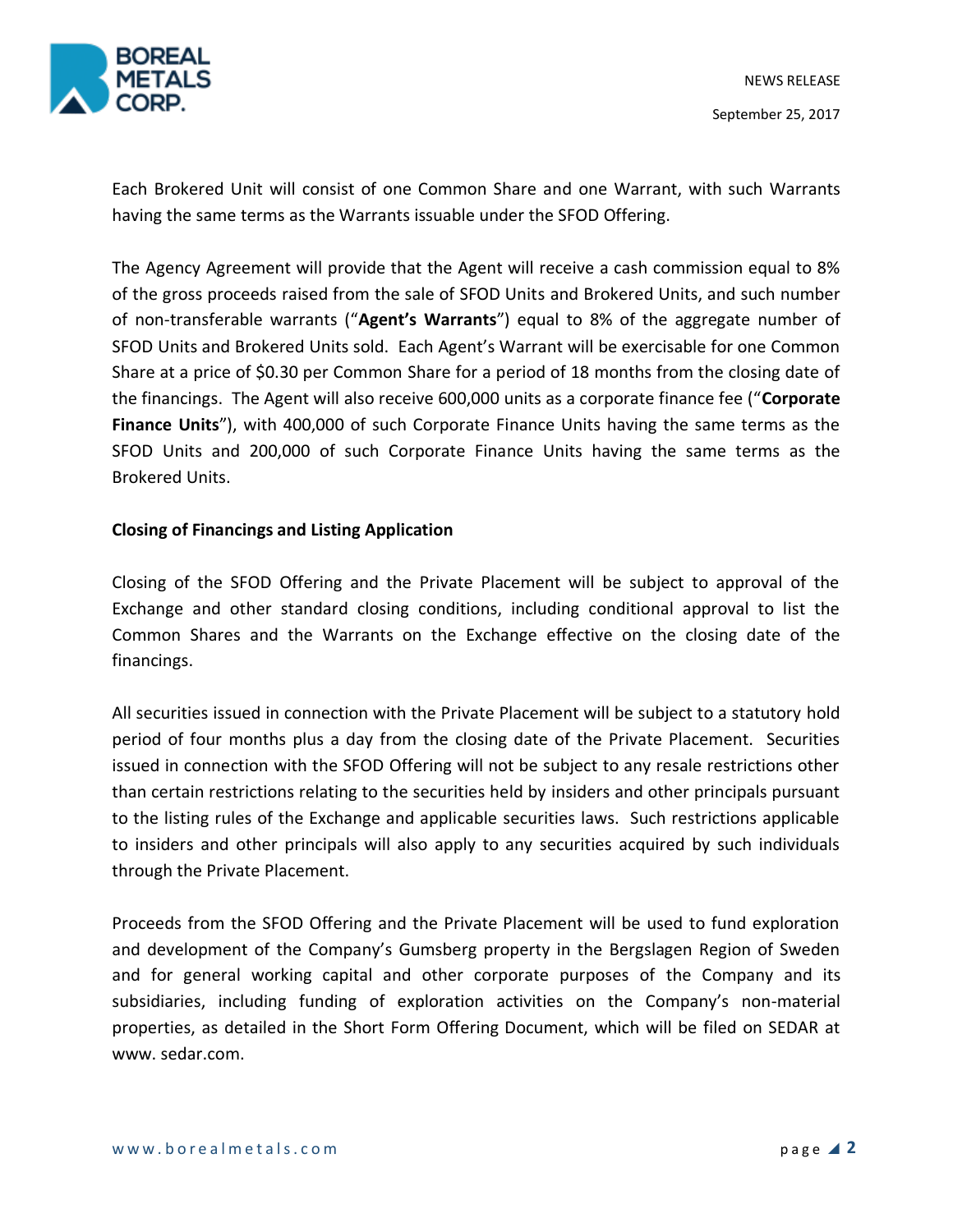Each Brokered Unit will consist of one Common Share and one Warrant, with such Warrants having the same terms as the Warrants issuable under the SFOD Offering.

The Agency Agreement will provide that the Agent will receive a cash commission equal to 8% of the gross proceeds raised from the sale of SFOD Units and Brokered Units, and such number of non-transferable warrants ("**Agent's Warrants**") equal to 8% of the aggregate number of SFOD Units and Brokered Units sold. Each Agent's Warrant will be exercisable for one Common Share at a price of $0.30 per Common Share for a period of 18 months from the closing date of the financings. The Agent will also receive 600,000 units as a corporate finance fee ("**Corporate Finance Units**"), with 400,000 of such Corporate Finance Units having the same terms as the SFOD Units and 200,000 of such Corporate Finance Units having the same terms as the Brokered Units.

**Closing of Financings and Listing Application**

Closing of the SFOD Offering and the Private Placement will be subject to approval of the Exchange and other standard closing conditions, including conditional approval to list the Common Shares and the Warrants on the Exchange effective on the closing date of the financings.

All securities issued in connection with the Private Placement will be subject to a statutory hold period of four months plus a day from the closing date of the Private Placement. Securities issued in connection with the SFOD Offering will not be subject to any resale restrictions other than certain restrictions relating to the securities held by insiders and other principals pursuant to the listing rules of the Exchange and applicable securities laws. Such restrictions applicable to insiders and other principals will also apply to any securities acquired by such individuals through the Private Placement.

Proceeds from the SFOD Offering and the Private Placement will be used to fund exploration and development of the Company's Gumsberg property in the Bergslagen Region of Sweden and for general working capital and other corporate purposes of the Company and its subsidiaries, including funding of exploration activities on the Company's non-material properties, as detailed in the Short Form Offering Document, which will be filed on SEDAR at www. sedar.com.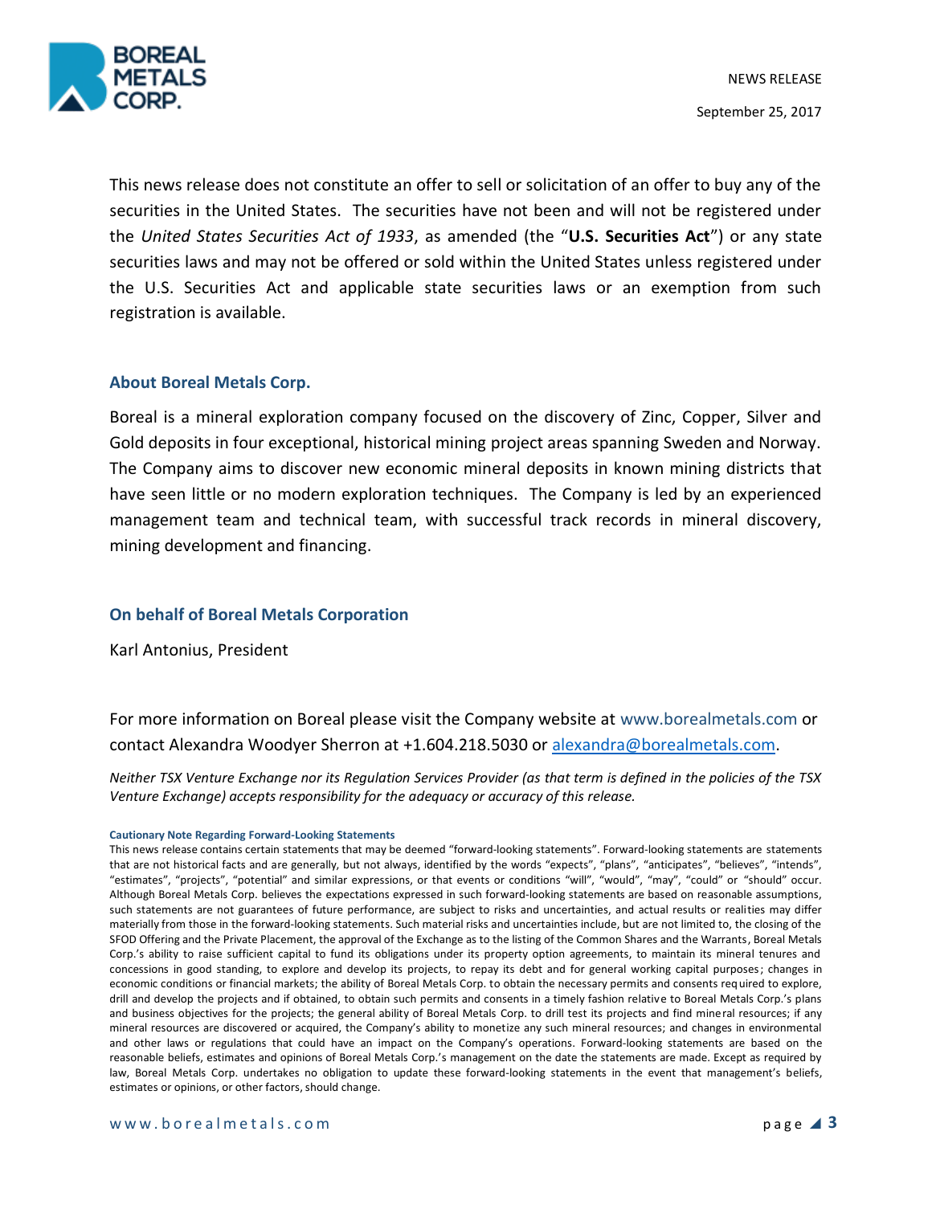This news release does not constitute an offer to sell or solicitation of an offer to buy any of the securities in the United States. The securities have not been and will not be registered under the *United States Securities Act of 1933*, as amended (the "**U.S. Securities Act**") or any state securities laws and may not be offered or sold within the United States unless registered under the U.S. Securities Act and applicable state securities laws or an exemption from such registration is available.

## About Boreal Metals Corp.

Boreal is a mineral exploration company focused on the discovery of Zinc, Copper, Silver and Gold deposits in four exceptional, historical mining project areas spanning Sweden and Norway. The Company aims to discover new economic mineral deposits in known mining districts that have seen little or no modern exploration techniques. The Company is led by an experienced management team and technical team, with successful track records in mineral discovery, mining development and financing.

## On behalf of Boreal Metals Corporation

Karl Antonius, President

For more information on Boreal please visit the Company website at www.borealmetals.com or contact Alexandra Woodyer Sherron at +1.604.218.5030 or alexandra@borealmetals.com.

*Neither TSX Venture Exchange nor its Regulation Services Provider (as that term is defined in the policies of the TSX Venture Exchange) accepts responsibility for the adequacy or accuracy of this release.*

**Cautionary Note Regarding Forward-Looking Statements**

This news release contains certain statements that may be deemed "forward-looking statements". Forward-looking statements are statements that are not historical facts and are generally, but not always, identified by the words "expects", "plans", "anticipates", "believes", "intends", "estimates", "projects", "potential" and similar expressions, or that events or conditions "will", "would", "may", "could" or "should" occur. Although Boreal Metals Corp. believes the expectations expressed in such forward-looking statements are based on reasonable assumptions, such statements are not guarantees of future performance, are subject to risks and uncertainties, and actual results or realities may differ materially from those in the forward-looking statements. Such material risks and uncertainties include, but are not limited to, the closing of the SFOD Offering and the Private Placement, the approval of the Exchange as to the listing of the Common Shares and the Warrants, Boreal Metals Corp.'s ability to raise sufficient capital to fund its obligations under its property option agreements, to maintain its mineral tenures and concessions in good standing, to explore and develop its projects, to repay its debt and for general working capital purposes; changes in economic conditions or financial markets; the ability of Boreal Metals Corp. to obtain the necessary permits and consents required to explore, drill and develop the projects and if obtained, to obtain such permits and consents in a timely fashion relative to Boreal Metals Corp.'s plans and business objectives for the projects; the general ability of Boreal Metals Corp. to drill test its projects and find mineral resources; if any mineral resources are discovered or acquired, the Company's ability to monetize any such mineral resources; and changes in environmental and other laws or regulations that could have an impact on the Company's operations. Forward-looking statements are based on the reasonable beliefs, estimates and opinions of Boreal Metals Corp.'s management on the date the statements are made. Except as required by law, Boreal Metals Corp. undertakes no obligation to update these forward-looking statements in the event that management's beliefs, estimates or opinions, or other factors, should change.